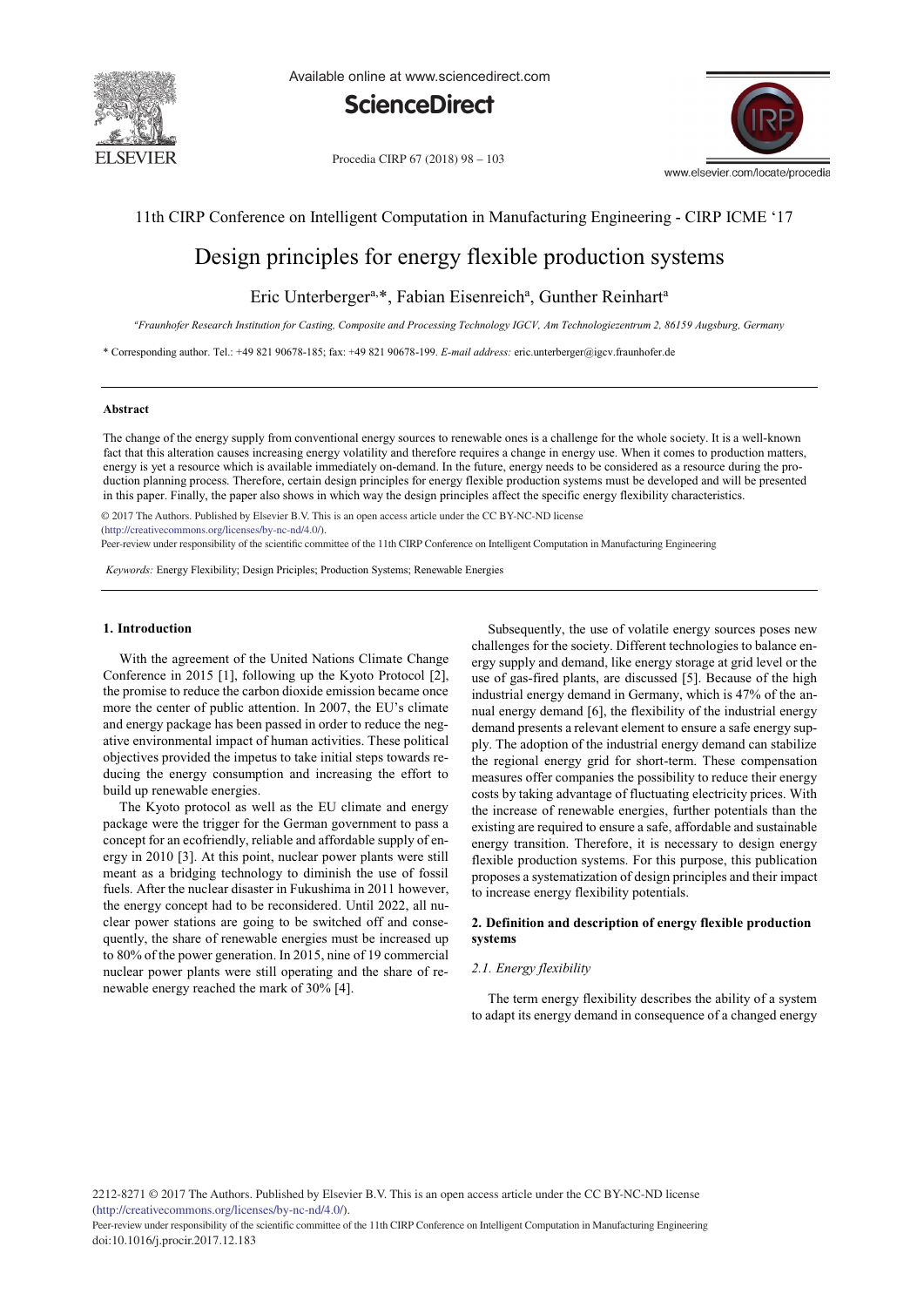11th CIRP Conference on Intelligent Computation in Manufacturing Engineering - CIRP ICME '17

# Design principles for energy flexible production systems

Eric Unterberger[a,*], Fabian Eisenreich[a], Gunther Reinhart[a]

[a]*Fraunhofer Research Institution for Casting, Composite and Processing Technology IGCV, Am Technologiezentrum 2, 86159 Augsburg, Germany*

\* Corresponding author. Tel.: +49 821 90678-185; fax: +49 821 90678-199. *E-mail address:* eric.unterberger@igcv.fraunhofer.de

---

### Abstract

The change of the energy supply from conventional energy sources to renewable ones is a challenge for the whole society. It is a well-known fact that this alteration causes increasing energy volatility and therefore requires a change in energy use. When it comes to production matters, energy is yet a resource which is available immediately on-demand. In the future, energy needs to be considered as a resource during the production planning process. Therefore, certain design principles for energy flexible production systems must be developed and will be presented in this paper. Finally, the paper also shows in which way the design principles affect the specific energy flexibility characteristics.

© 2017 The Authors. Published by Elsevier B.V. This is an open access article under the CC BY-NC-ND license (http://creativecommons.org/licenses/by-nc-nd/4.0/).
Peer-review under responsibility of the scientific committee of the 11th CIRP Conference on Intelligent Computation in Manufacturing Engineering

*Keywords:* Energy Flexibility; Design Priciples; Production Systems; Renewable Energies

---

## 1. Introduction

With the agreement of the United Nations Climate Change Conference in 2015 [1], following up the Kyoto Protocol [2], the promise to reduce the carbon dioxide emission became once more the center of public attention. In 2007, the EU's climate and energy package has been passed in order to reduce the negative environmental impact of human activities. These political objectives provided the impetus to take initial steps towards reducing the energy consumption and increasing the effort to build up renewable energies.

The Kyoto protocol as well as the EU climate and energy package were the trigger for the German government to pass a concept for an ecofriendly, reliable and affordable supply of energy in 2010 [3]. At this point, nuclear power plants were still meant as a bridging technology to diminish the use of fossil fuels. After the nuclear disaster in Fukushima in 2011 however, the energy concept had to be reconsidered. Until 2022, all nuclear power stations are going to be switched off and consequently, the share of renewable energies must be increased up to 80% of the power generation. In 2015, nine of 19 commercial nuclear power plants were still operating and the share of renewable energy reached the mark of 30% [4].

Subsequently, the use of volatile energy sources poses new challenges for the society. Different technologies to balance energy supply and demand, like energy storage at grid level or the use of gas-fired plants, are discussed [5]. Because of the high industrial energy demand in Germany, which is 47% of the annual energy demand [6], the flexibility of the industrial energy demand presents a relevant element to ensure a safe energy supply. The adoption of the industrial energy demand can stabilize the regional energy grid for short-term. These compensation measures offer companies the possibility to reduce their energy costs by taking advantage of fluctuating electricity prices. With the increase of renewable energies, further potentials than the existing are required to ensure a safe, affordable and sustainable energy transition. Therefore, it is necessary to design energy flexible production systems. For this purpose, this publication proposes a systematization of design principles and their impact to increase energy flexibility potentials.

## 2. Definition and description of energy flexible production systems

### 2.1. Energy flexibility

The term energy flexibility describes the ability of a system to adapt its energy demand in consequence of a changed energy

2212-8271 © 2017 The Authors. Published by Elsevier B.V. This is an open access article under the CC BY-NC-ND license (http://creativecommons.org/licenses/by-nc-nd/4.0/).
Peer-review under responsibility of the scientific committee of the 11th CIRP Conference on Intelligent Computation in Manufacturing Engineering
doi:10.1016/j.procir.2017.12.183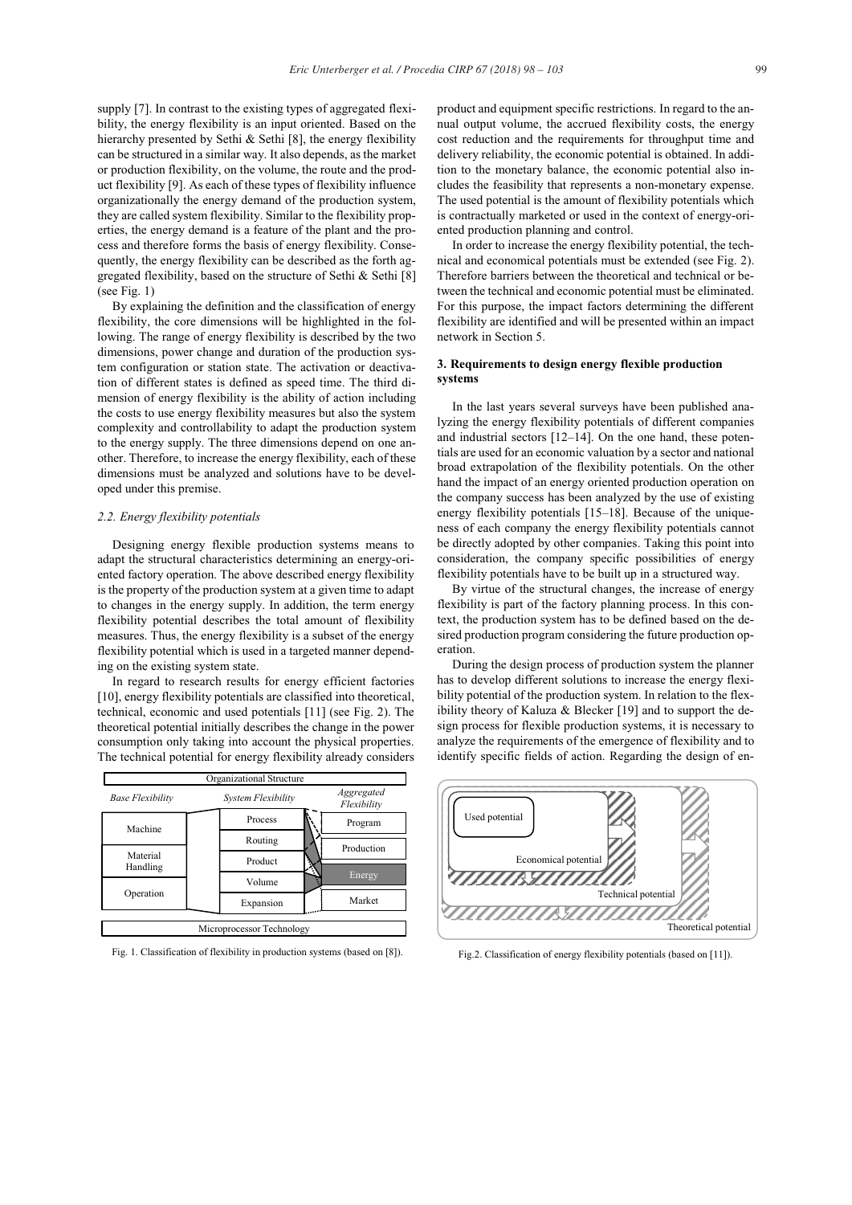supply [7]. In contrast to the existing types of aggregated flexibility, the energy flexibility is an input oriented. Based on the hierarchy presented by Sethi & Sethi [8], the energy flexibility can be structured in a similar way. It also depends, as the market or production flexibility, on the volume, the route and the product flexibility [9]. As each of these types of flexibility influence organizationally the energy demand of the production system, they are called system flexibility. Similar to the flexibility properties, the energy demand is a feature of the plant and the process and therefore forms the basis of energy flexibility. Consequently, the energy flexibility can be described as the forth aggregated flexibility, based on the structure of Sethi & Sethi [8] (see Fig. 1)

By explaining the definition and the classification of energy flexibility, the core dimensions will be highlighted in the following. The range of energy flexibility is described by the two dimensions, power change and duration of the production system configuration or station state. The activation or deactivation of different states is defined as speed time. The third dimension of energy flexibility is the ability of action including the costs to use energy flexibility measures but also the system complexity and controllability to adapt the production system to the energy supply. The three dimensions depend on one another. Therefore, to increase the energy flexibility, each of these dimensions must be analyzed and solutions have to be developed under this premise.

### 2.2. Energy flexibility potentials

Designing energy flexible production systems means to adapt the structural characteristics determining an energy-oriented factory operation. The above described energy flexibility is the property of the production system at a given time to adapt to changes in the energy supply. In addition, the term energy flexibility potential describes the total amount of flexibility measures. Thus, the energy flexibility is a subset of the energy flexibility potential which is used in a targeted manner depending on the existing system state.

In regard to research results for energy efficient factories [10], energy flexibility potentials are classified into theoretical, technical, economic and used potentials [11] (see Fig. 2). The theoretical potential initially describes the change in the power consumption only taking into account the physical properties. The technical potential for energy flexibility already considers product and equipment specific restrictions. In regard to the annual output volume, the accrued flexibility costs, the energy cost reduction and the requirements for throughput time and delivery reliability, the economic potential is obtained. In addition to the monetary balance, the economic potential also includes the feasibility that represents a non-monetary expense. The used potential is the amount of flexibility potentials which is contractually marketed or used in the context of energy-oriented production planning and control.

In order to increase the energy flexibility potential, the technical and economical potentials must be extended (see Fig. 2). Therefore barriers between the theoretical and technical or between the technical and economic potential must be eliminated. For this purpose, the impact factors determining the different flexibility are identified and will be presented within an impact network in Section 5.

| Organizational Structure | | |
|---|---|---|
| *Base Flexibility* | *System Flexibility* | *Aggregated Flexibility* |
| Machine | Process | Program |
| | Routing | Production |
| Material Handling | Product | Energy |
| | Volume | |
| Operation | Expansion | Market |
| Microprocessor Technology | | |

Fig. 1. Classification of flexibility in production systems (based on [8]).

Used potential — Economical potential — Technical potential — Theoretical potential

Fig.2. Classification of energy flexibility potentials (based on [11]).

## 3. Requirements to design energy flexible production systems

In the last years several surveys have been published analyzing the energy flexibility potentials of different companies and industrial sectors [12–14]. On the one hand, these potentials are used for an economic valuation by a sector and national broad extrapolation of the flexibility potentials. On the other hand the impact of an energy oriented production operation on the company success has been analyzed by the use of existing energy flexibility potentials [15–18]. Because of the uniqueness of each company the energy flexibility potentials cannot be directly adopted by other companies. Taking this point into consideration, the company specific possibilities of energy flexibility potentials have to be built up in a structured way.

By virtue of the structural changes, the increase of energy flexibility is part of the factory planning process. In this context, the production system has to be defined based on the desired production program considering the future production operation.

During the design process of production system the planner has to develop different solutions to increase the energy flexibility potential of the production system. In relation to the flexibility theory of Kaluza & Blecker [19] and to support the design process for flexible production systems, it is necessary to analyze the requirements of the emergence of flexibility and to identify specific fields of action. Regarding the design of en-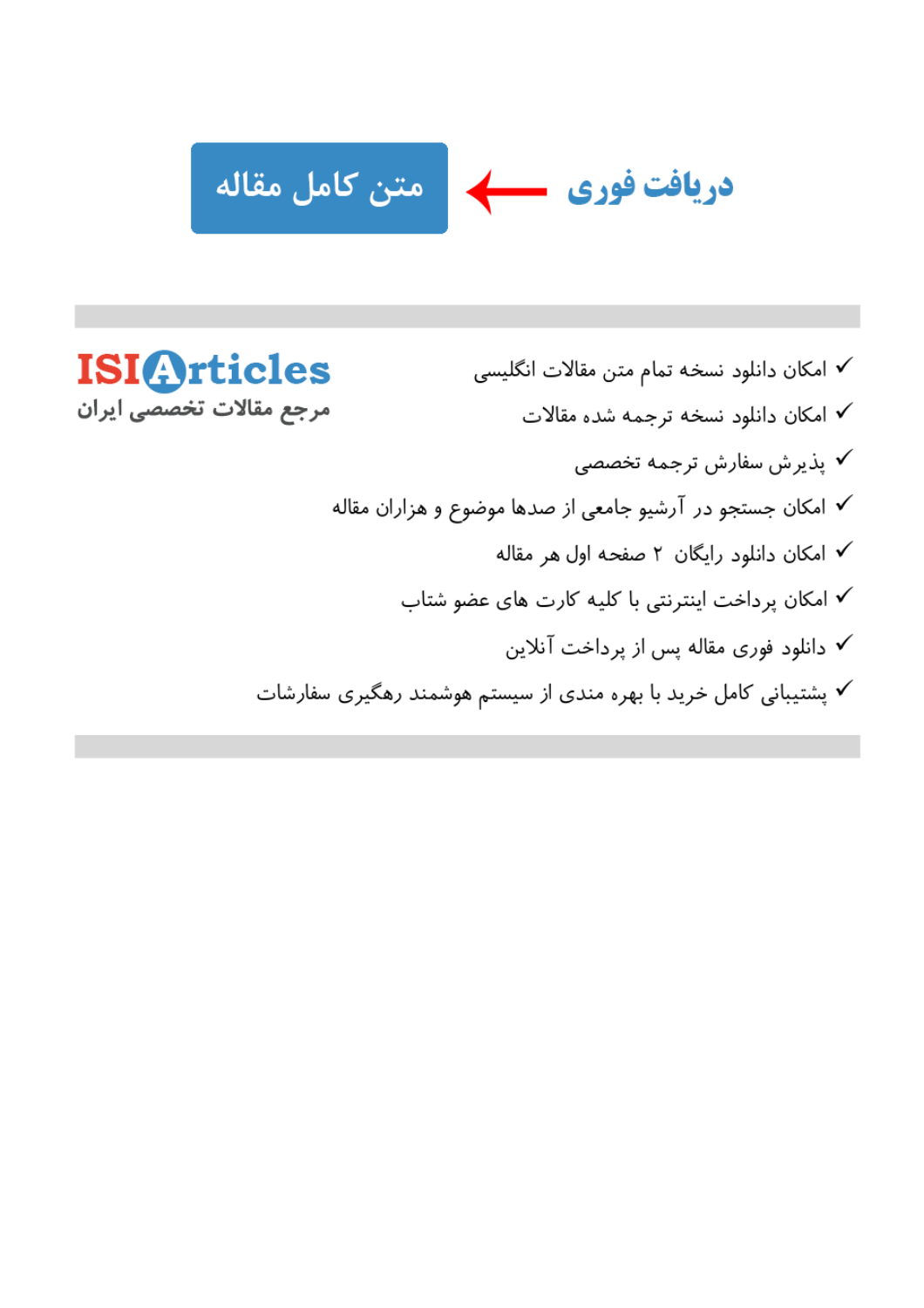دریافت فوری ← **متن کامل مقاله**

---

**ISIArticles**
مرجع مقالات تخصصی ایران

- ✓ امکان دانلود نسخه تمام متن مقالات انگلیسی
- ✓ امکان دانلود نسخه ترجمه شده مقالات
- ✓ پذیرش سفارش ترجمه تخصصی
- ✓ امکان جستجو در آرشیو جامعی از صدها موضوع و هزاران مقاله
- ✓ امکان دانلود رایگان ۲ صفحه اول هر مقاله
- ✓ امکان پرداخت اینترنتی با کلیه کارت های عضو شتاب
- ✓ دانلود فوری مقاله پس از پرداخت آنلاین
- ✓ پشتیبانی کامل خرید با بهره مندی از سیستم هوشمند رهگیری سفارشات